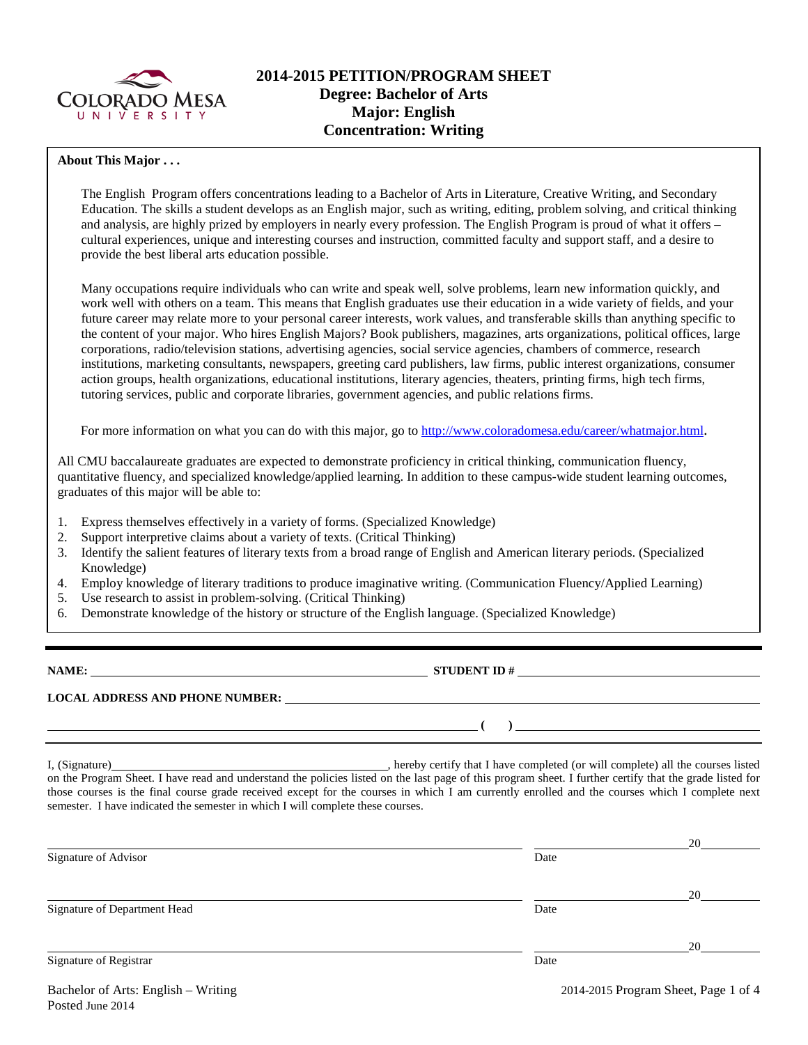# 2014-2015 PETITION/PROGRAM SHEET
## Degree: Bachelor of Arts
## Major: English
## Concentration: Writing

**About This Major . . .**

The English Program offers concentrations leading to a Bachelor of Arts in Literature, Creative Writing, and Secondary Education. The skills a student develops as an English major, such as writing, editing, problem solving, and critical thinking and analysis, are highly prized by employers in nearly every profession. The English Program is proud of what it offers – cultural experiences, unique and interesting courses and instruction, committed faculty and support staff, and a desire to provide the best liberal arts education possible.

Many occupations require individuals who can write and speak well, solve problems, learn new information quickly, and work well with others on a team. This means that English graduates use their education in a wide variety of fields, and your future career may relate more to your personal career interests, work values, and transferable skills than anything specific to the content of your major. Who hires English Majors? Book publishers, magazines, arts organizations, political offices, large corporations, radio/television stations, advertising agencies, social service agencies, chambers of commerce, research institutions, marketing consultants, newspapers, greeting card publishers, law firms, public interest organizations, consumer action groups, health organizations, educational institutions, literary agencies, theaters, printing firms, high tech firms, tutoring services, public and corporate libraries, government agencies, and public relations firms.

For more information on what you can do with this major, go to http://www.coloradomesa.edu/career/whatmajor.html.

All CMU baccalaureate graduates are expected to demonstrate proficiency in critical thinking, communication fluency, quantitative fluency, and specialized knowledge/applied learning. In addition to these campus-wide student learning outcomes, graduates of this major will be able to:

1. Express themselves effectively in a variety of forms. (Specialized Knowledge)
2. Support interpretive claims about a variety of texts. (Critical Thinking)
3. Identify the salient features of literary texts from a broad range of English and American literary periods. (Specialized Knowledge)
4. Employ knowledge of literary traditions to produce imaginative writing. (Communication Fluency/Applied Learning)
5. Use research to assist in problem-solving. (Critical Thinking)
6. Demonstrate knowledge of the history or structure of the English language. (Specialized Knowledge)

**NAME:** ______________________ **STUDENT ID #** ______________________

**LOCAL ADDRESS AND PHONE NUMBER:** ______________________

______________________ **(    )** ______________________

I, (Signature)______________________, hereby certify that I have completed (or will complete) all the courses listed on the Program Sheet. I have read and understand the policies listed on the last page of this program sheet. I further certify that the grade listed for those courses is the final course grade received except for the courses in which I am currently enrolled and the courses which I complete next semester. I have indicated the semester in which I will complete these courses.

______________________ Signature of Advisor | ______________________ Date 20____

______________________ Signature of Department Head | ______________________ Date 20____

______________________ Signature of Registrar | ______________________ Date 20____

Bachelor of Arts: English – Writing
Posted June 2014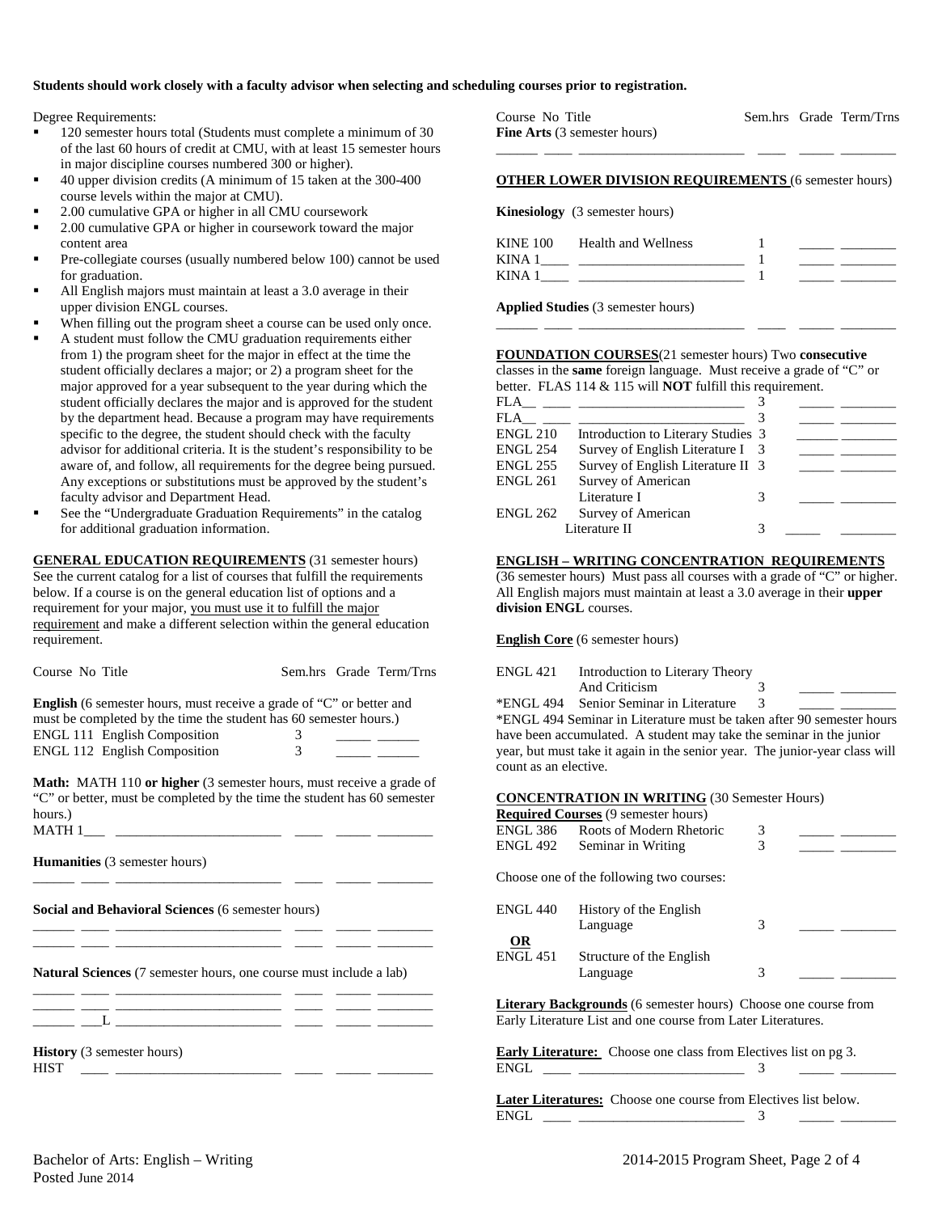**Students should work closely with a faculty advisor when selecting and scheduling courses prior to registration.**

Degree Requirements:

- 120 semester hours total (Students must complete a minimum of 30 of the last 60 hours of credit at CMU, with at least 15 semester hours in major discipline courses numbered 300 or higher).
- 40 upper division credits (A minimum of 15 taken at the 300-400 course levels within the major at CMU).
- 2.00 cumulative GPA or higher in all CMU coursework
- 2.00 cumulative GPA or higher in coursework toward the major content area
- Pre-collegiate courses (usually numbered below 100) cannot be used for graduation.
- All English majors must maintain at least a 3.0 average in their upper division ENGL courses.
- When filling out the program sheet a course can be used only once.
- A student must follow the CMU graduation requirements either from 1) the program sheet for the major in effect at the time the student officially declares a major; or 2) a program sheet for the major approved for a year subsequent to the year during which the student officially declares the major and is approved for the student by the department head. Because a program may have requirements specific to the degree, the student should check with the faculty advisor for additional criteria. It is the student's responsibility to be aware of, and follow, all requirements for the degree being pursued. Any exceptions or substitutions must be approved by the student's faculty advisor and Department Head.
- See the "Undergraduate Graduation Requirements" in the catalog for additional graduation information.

**GENERAL EDUCATION REQUIREMENTS** (31 semester hours) See the current catalog for a list of courses that fulfill the requirements below. If a course is on the general education list of options and a requirement for your major, you must use it to fulfill the major requirement and make a different selection within the general education requirement.

| Course No | Title | Sem.hrs | Grade | Term/Trns |
|---|---|---|---|---|
| **English** (6 semester hours, must receive a grade of "C" or better and must be completed by the time the student has 60 semester hours.) | | | | |
| ENGL 111 | English Composition | 3 | _____ | ______ |
| ENGL 112 | English Composition | 3 | _____ | ______ |
| **Math:** MATH 110 **or higher** (3 semester hours, must receive a grade of "C" or better, must be completed by the time the student has 60 semester hours.) | | | | |
| MATH 1___ | ________________________ | ____ | _____ | ________ |
| **Humanities** (3 semester hours) | | | | |
| ______ ____ | ________________________ | ____ | _____ | ________ |
| **Social and Behavioral Sciences** (6 semester hours) | | | | |
| ______ ____ | ________________________ | ____ | _____ | ________ |
| ______ ____ | ________________________ | ____ | _____ | ________ |
| **Natural Sciences** (7 semester hours, one course must include a lab) | | | | |
| ______ ____ | ________________________ | ____ | _____ | ________ |
| ______ ____ | ________________________ | ____ | _____ | ________ |
| ______ ___L | ________________________ | ____ | _____ | ________ |
| **History** (3 semester hours) | | | | |
| HIST ____ | ________________________ | ____ | _____ | ________ |
| **Fine Arts** (3 semester hours) | | | | |
| ______ ____ | ________________________ | ____ | _____ | ________ |

**OTHER LOWER DIVISION REQUIREMENTS** (6 semester hours)

| Course No | Title | Sem.hrs | Grade | Term/Trns |
|---|---|---|---|---|
| **Kinesiology** (3 semester hours) | | | | |
| KINE 100 | Health and Wellness | 1 | _____ | ________ |
| KINA 1____ | ________________________ | 1 | _____ | ________ |
| KINA 1____ | ________________________ | 1 | _____ | ________ |
| **Applied Studies** (3 semester hours) | | | | |
| ______ ____ | ________________________ | ____ | _____ | ________ |

**FOUNDATION COURSES** (21 semester hours) Two **consecutive** classes in the **same** foreign language. Must receive a grade of "C" or better. FLAS 114 & 115 will **NOT** fulfill this requirement.

| Course No | Title | Sem.hrs | Grade | Term/Trns |
|---|---|---|---|---|
| FLA__ ____ | ________________________ | 3 | _____ | ________ |
| FLA__ ____ | ________________________ | 3 | _____ | ________ |
| ENGL 210 | Introduction to Literary Studies | 3 | _____ | ________ |
| ENGL 254 | Survey of English Literature I | 3 | _____ | ________ |
| ENGL 255 | Survey of English Literature II | 3 | _____ | ________ |
| ENGL 261 | Survey of American Literature I | 3 | _____ | ________ |
| ENGL 262 | Survey of American Literature II | 3 | _____ | ________ |

**ENGLISH – WRITING CONCENTRATION REQUIREMENTS** (36 semester hours) Must pass all courses with a grade of "C" or higher. All English majors must maintain at least a 3.0 average in their **upper division ENGL** courses.

**English Core** (6 semester hours)

| Course No | Title | Sem.hrs | Grade | Term/Trns |
|---|---|---|---|---|
| ENGL 421 | Introduction to Literary Theory And Criticism | 3 | _____ | ________ |
| *ENGL 494 | Senior Seminar in Literature | 3 | _____ | ________ |

*ENGL 494 Seminar in Literature must be taken after 90 semester hours have been accumulated. A student may take the seminar in the junior year, but must take it again in the senior year. The junior-year class will count as an elective.

**CONCENTRATION IN WRITING** (30 Semester Hours)

**Required Courses** (9 semester hours)

| Course No | Title | Sem.hrs | Grade | Term/Trns |
|---|---|---|---|---|
| ENGL 386 | Roots of Modern Rhetoric | 3 | _____ | ________ |
| ENGL 492 | Seminar in Writing | 3 | _____ | ________ |

Choose one of the following two courses:

| Course No | Title | Sem.hrs | Grade | Term/Trns |
|---|---|---|---|---|
| ENGL 440 | History of the English Language | 3 | _____ | ________ |
| **OR** | | | | |
| ENGL 451 | Structure of the English Language | 3 | _____ | ________ |

**Literary Backgrounds** (6 semester hours) Choose one course from Early Literature List and one course from Later Literatures.

**Early Literature:** Choose one class from Electives list on pg 3.

| Course No | Title | Sem.hrs | Grade | Term/Trns |
|---|---|---|---|---|
| ENGL ____ | ________________________ | 3 | _____ | ________ |

**Later Literatures:** Choose one course from Electives list below.

| Course No | Title | Sem.hrs | Grade | Term/Trns |
|---|---|---|---|---|
| ENGL ____ | ________________________ | 3 | _____ | ________ |

Bachelor of Arts: English – Writing
Posted June 2014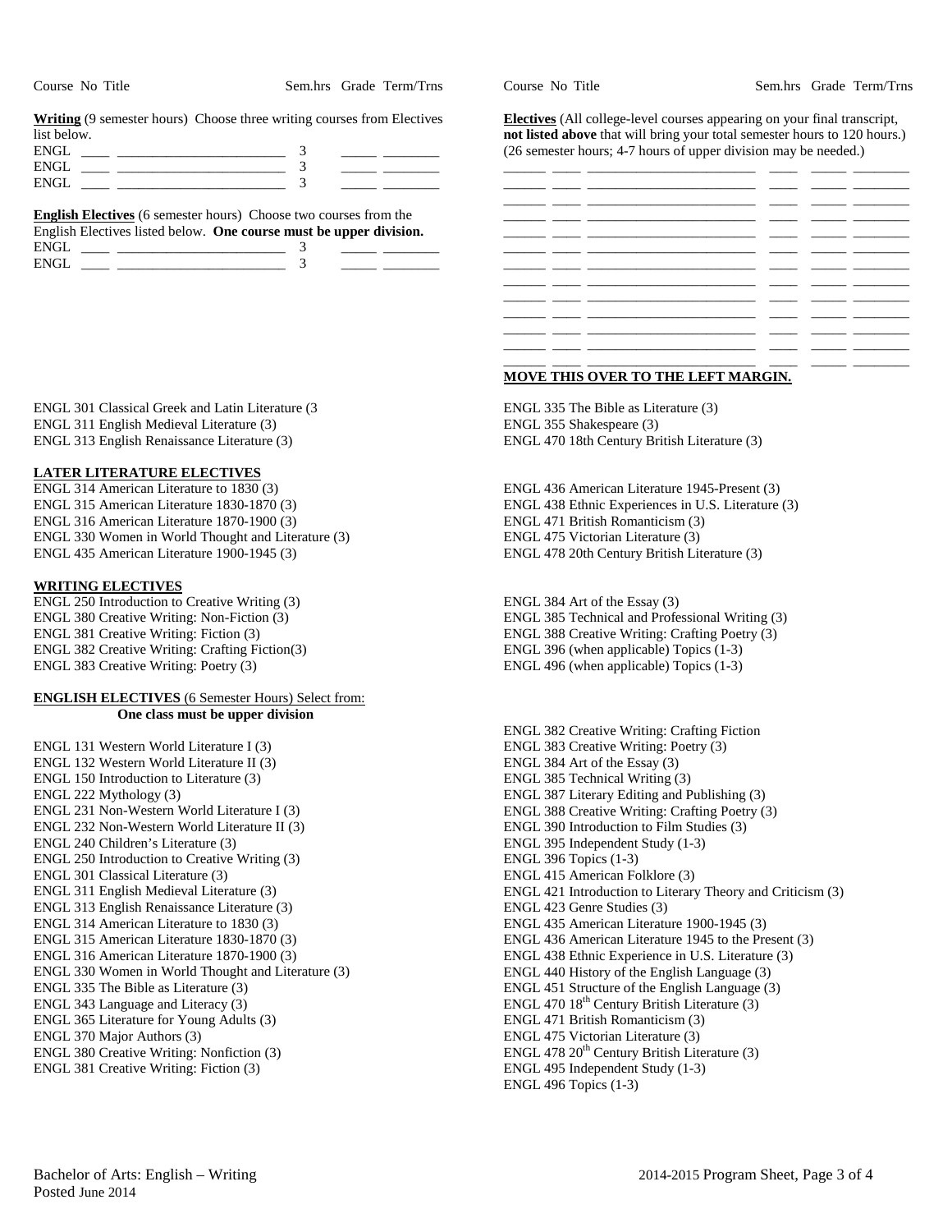Course No Title | Sem.hrs Grade Term/Trns

**Writing** (9 semester hours) Choose three writing courses from Electives list below.

| Course | No | Title | Sem.hrs | Grade | Term/Trns |
|---|---|---|---|---|---|
| ENGL | ____ | ________________________ | 3 | _____ | ________ |
| ENGL | ____ | ________________________ | 3 | _____ | ________ |
| ENGL | ____ | ________________________ | 3 | _____ | ________ |

**English Electives** (6 semester hours) Choose two courses from the English Electives listed below. **One course must be upper division.**

| Course | No | Title | Sem.hrs | Grade | Term/Trns |
|---|---|---|---|---|---|
| ENGL | ____ | ________________________ | 3 | _____ | ________ |
| ENGL | ____ | ________________________ | 3 | _____ | ________ |

**Electives** (All college-level courses appearing on your final transcript, **not listed above** that will bring your total semester hours to 120 hours.) (26 semester hours; 4-7 hours of upper division may be needed.)

| Course | No | Title | Sem.hrs | Grade | Term/Trns |
|---|---|---|---|---|---|
| ______ | ____ | ______________________ | ____ | _____ | ________ |
| ______ | ____ | ______________________ | ____ | _____ | ________ |
| ______ | ____ | ______________________ | ____ | _____ | ________ |
| ______ | ____ | ______________________ | ____ | _____ | ________ |
| ______ | ____ | ______________________ | ____ | _____ | ________ |
| ______ | ____ | ______________________ | ____ | _____ | ________ |
| ______ | ____ | ______________________ | ____ | _____ | ________ |
| ______ | ____ | ______________________ | ____ | _____ | ________ |
| ______ | ____ | ______________________ | ____ | _____ | ________ |
| ______ | ____ | ______________________ | ____ | _____ | ________ |
| ______ | ____ | ______________________ | ____ | _____ | ________ |
| ______ | ____ | ______________________ | ____ | _____ | ________ |
| ______ | ____ | ______________________ | ____ | _____ | ________ |

**MOVE THIS OVER TO THE LEFT MARGIN.**

ENGL 301 Classical Greek and Latin Literature (3
ENGL 311 English Medieval Literature (3)
ENGL 313 English Renaissance Literature (3)
ENGL 335 The Bible as Literature (3)
ENGL 355 Shakespeare (3)
ENGL 470 18th Century British Literature (3)

**LATER LITERATURE ELECTIVES**

ENGL 314 American Literature to 1830 (3)
ENGL 315 American Literature 1830-1870 (3)
ENGL 316 American Literature 1870-1900 (3)
ENGL 330 Women in World Thought and Literature (3)
ENGL 435 American Literature 1900-1945 (3)
ENGL 436 American Literature 1945-Present (3)
ENGL 438 Ethnic Experiences in U.S. Literature (3)
ENGL 471 British Romanticism (3)
ENGL 475 Victorian Literature (3)
ENGL 478 20th Century British Literature (3)

**WRITING ELECTIVES**

ENGL 250 Introduction to Creative Writing (3)
ENGL 380 Creative Writing: Non-Fiction (3)
ENGL 381 Creative Writing: Fiction (3)
ENGL 382 Creative Writing: Crafting Fiction(3)
ENGL 383 Creative Writing: Poetry (3)
ENGL 384 Art of the Essay (3)
ENGL 385 Technical and Professional Writing (3)
ENGL 388 Creative Writing: Crafting Poetry (3)
ENGL 396 (when applicable) Topics (1-3)
ENGL 496 (when applicable) Topics (1-3)

**ENGLISH ELECTIVES** (6 Semester Hours) Select from:
**One class must be upper division**

ENGL 131 Western World Literature I (3)
ENGL 132 Western World Literature II (3)
ENGL 150 Introduction to Literature (3)
ENGL 222 Mythology (3)
ENGL 231 Non-Western World Literature I (3)
ENGL 232 Non-Western World Literature II (3)
ENGL 240 Children's Literature (3)
ENGL 250 Introduction to Creative Writing (3)
ENGL 301 Classical Literature (3)
ENGL 311 English Medieval Literature (3)
ENGL 313 English Renaissance Literature (3)
ENGL 314 American Literature to 1830 (3)
ENGL 315 American Literature 1830-1870 (3)
ENGL 316 American Literature 1870-1900 (3)
ENGL 330 Women in World Thought and Literature (3)
ENGL 335 The Bible as Literature (3)
ENGL 343 Language and Literacy (3)
ENGL 365 Literature for Young Adults (3)
ENGL 370 Major Authors (3)
ENGL 380 Creative Writing: Nonfiction (3)
ENGL 381 Creative Writing: Fiction (3)
ENGL 382 Creative Writing: Crafting Fiction
ENGL 383 Creative Writing: Poetry (3)
ENGL 384 Art of the Essay (3)
ENGL 385 Technical Writing (3)
ENGL 387 Literary Editing and Publishing (3)
ENGL 388 Creative Writing: Crafting Poetry (3)
ENGL 390 Introduction to Film Studies (3)
ENGL 395 Independent Study (1-3)
ENGL 396 Topics (1-3)
ENGL 415 American Folklore (3)
ENGL 421 Introduction to Literary Theory and Criticism (3)
ENGL 423 Genre Studies (3)
ENGL 435 American Literature 1900-1945 (3)
ENGL 436 American Literature 1945 to the Present (3)
ENGL 438 Ethnic Experience in U.S. Literature (3)
ENGL 440 History of the English Language (3)
ENGL 451 Structure of the English Language (3)
ENGL 470 18th Century British Literature (3)
ENGL 471 British Romanticism (3)
ENGL 475 Victorian Literature (3)
ENGL 478 20th Century British Literature (3)
ENGL 495 Independent Study (1-3)
ENGL 496 Topics (1-3)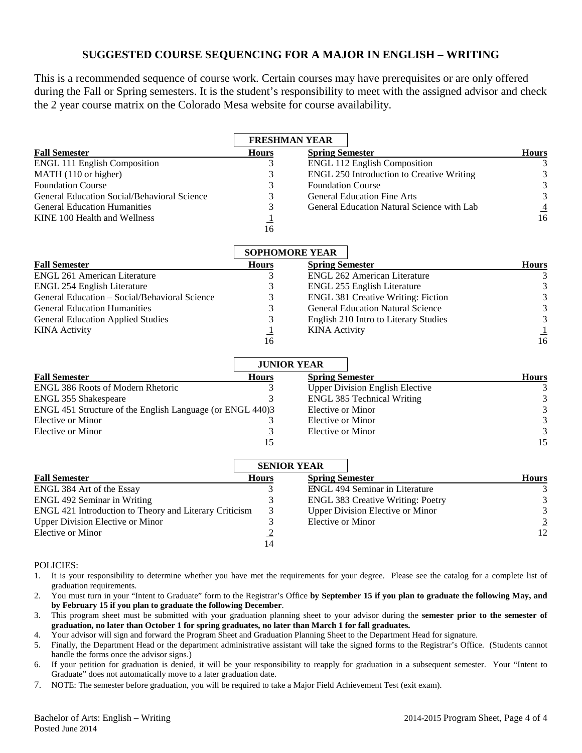## SUGGESTED COURSE SEQUENCING FOR A MAJOR IN ENGLISH – WRITING

This is a recommended sequence of course work. Certain courses may have prerequisites or are only offered during the Fall or Spring semesters. It is the student's responsibility to meet with the assigned advisor and check the 2 year course matrix on the Colorado Mesa website for course availability.

### FRESHMAN YEAR

| Fall Semester | Hours | Spring Semester | Hours |
|---|---|---|---|
| ENGL 111 English Composition | 3 | ENGL 112 English Composition | 3 |
| MATH (110 or higher) | 3 | ENGL 250 Introduction to Creative Writing | 3 |
| Foundation Course | 3 | Foundation Course | 3 |
| General Education Social/Behavioral Science | 3 | General Education Fine Arts | 3 |
| General Education Humanities | 3 | General Education Natural Science with Lab | 4 |
| KINE 100 Health and Wellness | 1 | | 16 |
| | 16 | | |

### SOPHOMORE YEAR

| Fall Semester | Hours | Spring Semester | Hours |
|---|---|---|---|
| ENGL 261 American Literature | 3 | ENGL 262 American Literature | 3 |
| ENGL 254 English Literature | 3 | ENGL 255 English Literature | 3 |
| General Education – Social/Behavioral Science | 3 | ENGL 381 Creative Writing: Fiction | 3 |
| General Education Humanities | 3 | General Education Natural Science | 3 |
| General Education Applied Studies | 3 | English 210 Intro to Literary Studies | 3 |
| KINA Activity | 1 | KINA Activity | 1 |
| | 16 | | 16 |

### JUNIOR YEAR

| Fall Semester | Hours | Spring Semester | Hours |
|---|---|---|---|
| ENGL 386 Roots of Modern Rhetoric | 3 | Upper Division English Elective | 3 |
| ENGL 355 Shakespeare | 3 | ENGL 385 Technical Writing | 3 |
| ENGL 451 Structure of the English Language (or ENGL 440) | 3 | Elective or Minor | 3 |
| Elective or Minor | 3 | Elective or Minor | 3 |
| Elective or Minor | 3 | Elective or Minor | 3 |
| | 15 | | 15 |

### SENIOR YEAR

| Fall Semester | Hours | Spring Semester | Hours |
|---|---|---|---|
| ENGL 384 Art of the Essay | 3 | ENGL 494 Seminar in Literature | 3 |
| ENGL 492 Seminar in Writing | 3 | ENGL 383 Creative Writing: Poetry | 3 |
| ENGL 421 Introduction to Theory and Literary Criticism | 3 | Upper Division Elective or Minor | 3 |
| Upper Division Elective or Minor | 3 | Elective or Minor | 3 |
| Elective or Minor | 2 | | 12 |
| | 14 | | |

POLICIES:

1. It is your responsibility to determine whether you have met the requirements for your degree. Please see the catalog for a complete list of graduation requirements.
2. You must turn in your "Intent to Graduate" form to the Registrar's Office **by September 15 if you plan to graduate the following May, and by February 15 if you plan to graduate the following December**.
3. This program sheet must be submitted with your graduation planning sheet to your advisor during the **semester prior to the semester of graduation, no later than October 1 for spring graduates, no later than March 1 for fall graduates.**
4. Your advisor will sign and forward the Program Sheet and Graduation Planning Sheet to the Department Head for signature.
5. Finally, the Department Head or the department administrative assistant will take the signed forms to the Registrar's Office. (Students cannot handle the forms once the advisor signs.)
6. If your petition for graduation is denied, it will be your responsibility to reapply for graduation in a subsequent semester. Your "Intent to Graduate" does not automatically move to a later graduation date.
7. NOTE: The semester before graduation, you will be required to take a Major Field Achievement Test (exit exam).

Bachelor of Arts: English – Writing
Posted June 2014